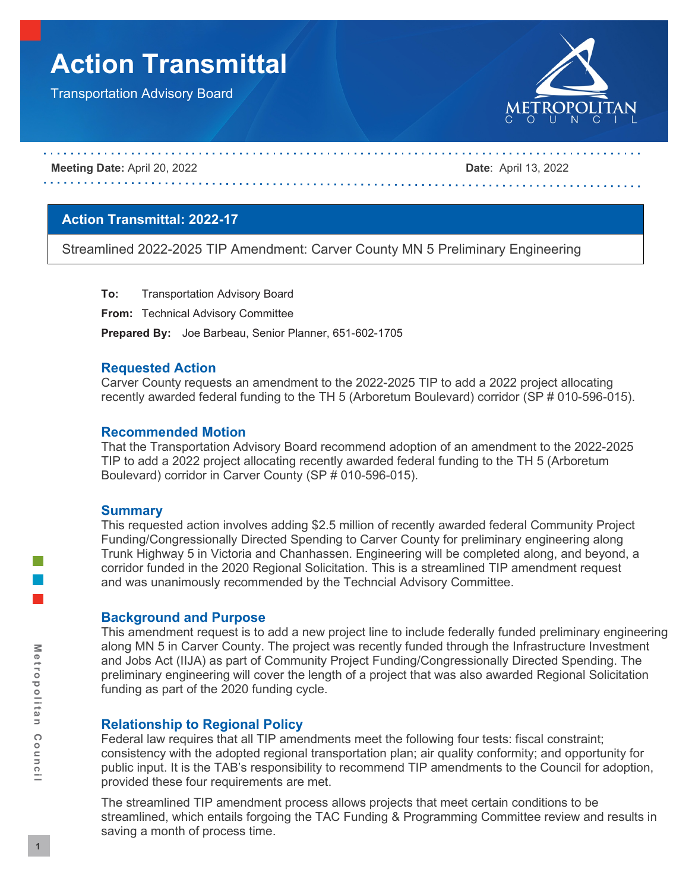# Action Transmittal

Transportation Advisory Board

**Meeting Date:** April 20, 2022 **Date**: April 13, 2022

## Action Transmittal: 2022-17

Streamlined 2022-2025 TIP Amendment: Carver County MN 5 Preliminary Engineering

**To:** Transportation Advisory Board

**From:** Technical Advisory Committee

**Prepared By:** Joe Barbeau, Senior Planner, 651-602-1705

### Requested Action

Carver County requests an amendment to the 2022-2025 TIP to add a 2022 project allocating recently awarded federal funding to the TH 5 (Arboretum Boulevard) corridor (SP # 010-596-015).

### Recommended Motion

That the Transportation Advisory Board recommend adoption of an amendment to the 2022-2025 TIP to add a 2022 project allocating recently awarded federal funding to the TH 5 (Arboretum Boulevard) corridor in Carver County (SP # 010-596-015).

### Summary

This requested action involves adding $2.5 million of recently awarded federal Community Project Funding/Congressionally Directed Spending to Carver County for preliminary engineering along Trunk Highway 5 in Victoria and Chanhassen. Engineering will be completed along, and beyond, a corridor funded in the 2020 Regional Solicitation. This is a streamlined TIP amendment request and was unanimously recommended by the Techncial Advisory Committee.

### Background and Purpose

This amendment request is to add a new project line to include federally funded preliminary engineering along MN 5 in Carver County. The project was recently funded through the Infrastructure Investment and Jobs Act (IIJA) as part of Community Project Funding/Congressionally Directed Spending. The preliminary engineering will cover the length of a project that was also awarded Regional Solicitation funding as part of the 2020 funding cycle.

### Relationship to Regional Policy

Federal law requires that all TIP amendments meet the following four tests: fiscal constraint; consistency with the adopted regional transportation plan; air quality conformity; and opportunity for public input. It is the TAB's responsibility to recommend TIP amendments to the Council for adoption, provided these four requirements are met.

The streamlined TIP amendment process allows projects that meet certain conditions to be streamlined, which entails forgoing the TAC Funding & Programming Committee review and results in saving a month of process time.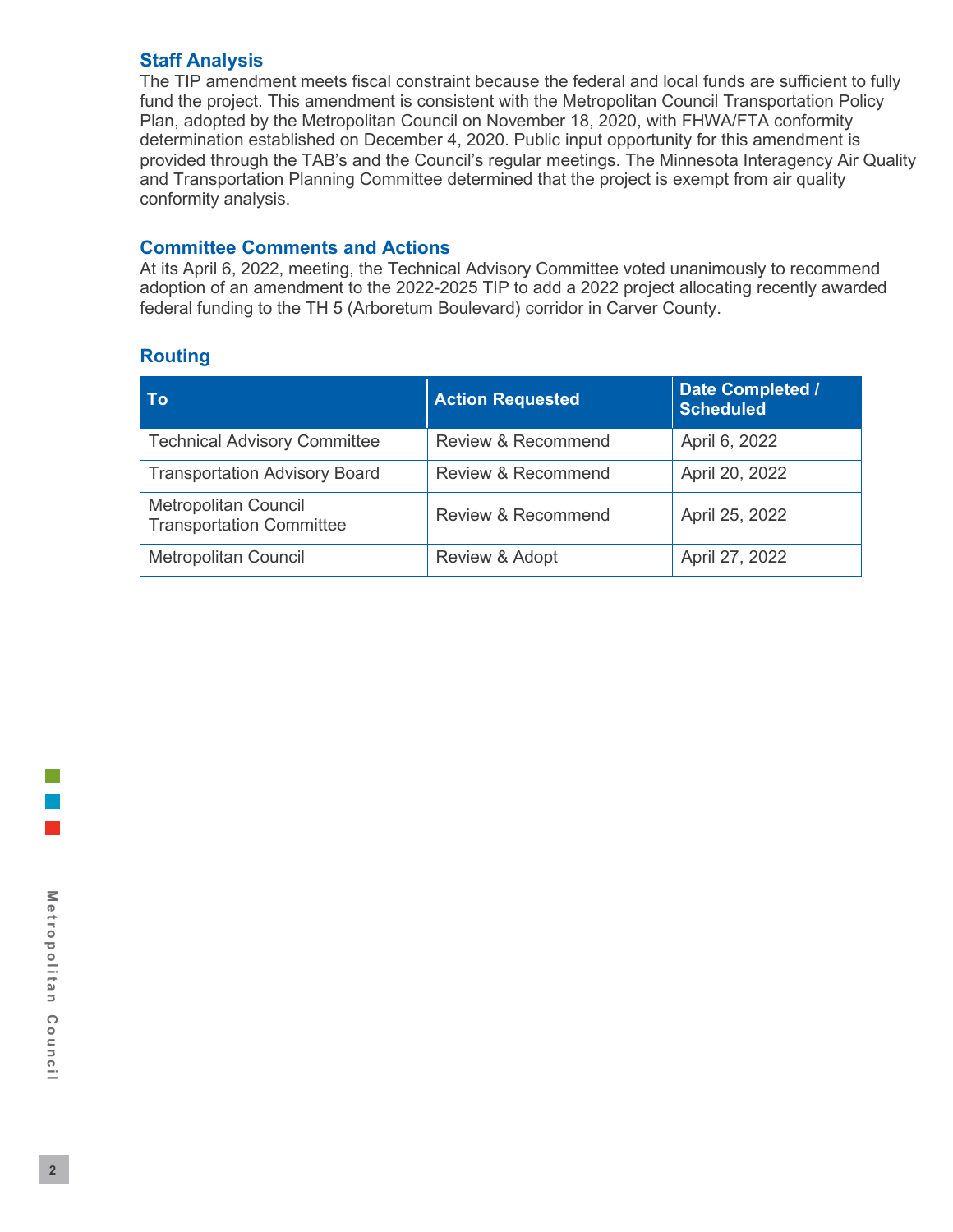## Staff Analysis

The TIP amendment meets fiscal constraint because the federal and local funds are sufficient to fully fund the project. This amendment is consistent with the Metropolitan Council Transportation Policy Plan, adopted by the Metropolitan Council on November 18, 2020, with FHWA/FTA conformity determination established on December 4, 2020. Public input opportunity for this amendment is provided through the TAB's and the Council's regular meetings. The Minnesota Interagency Air Quality and Transportation Planning Committee determined that the project is exempt from air quality conformity analysis.

## Committee Comments and Actions

At its April 6, 2022, meeting, the Technical Advisory Committee voted unanimously to recommend adoption of an amendment to the 2022-2025 TIP to add a 2022 project allocating recently awarded federal funding to the TH 5 (Arboretum Boulevard) corridor in Carver County.

## Routing

| To | Action Requested | Date Completed / Scheduled |
|---|---|---|
| Technical Advisory Committee | Review & Recommend | April 6, 2022 |
| Transportation Advisory Board | Review & Recommend | April 20, 2022 |
| Metropolitan Council Transportation Committee | Review & Recommend | April 25, 2022 |
| Metropolitan Council | Review & Adopt | April 27, 2022 |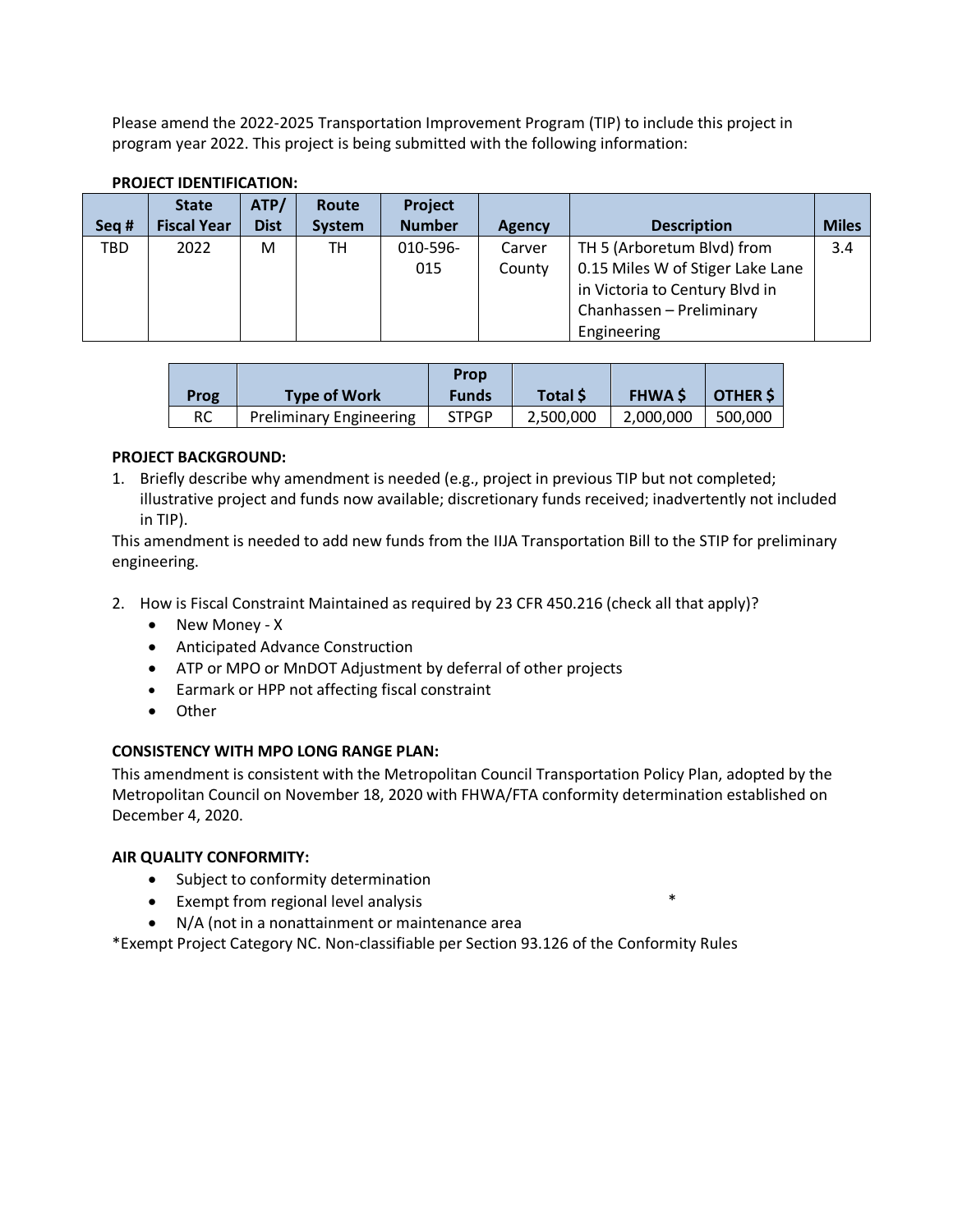Please amend the 2022-2025 Transportation Improvement Program (TIP) to include this project in program year 2022. This project is being submitted with the following information:

**PROJECT IDENTIFICATION:**

| Seq # | State Fiscal Year | ATP/ Dist | Route System | Project Number | Agency | Description | Miles |
|---|---|---|---|---|---|---|---|
| TBD | 2022 | M | TH | 010-596-015 | Carver County | TH 5 (Arboretum Blvd) from 0.15 Miles W of Stiger Lake Lane in Victoria to Century Blvd in Chanhassen – Preliminary Engineering | 3.4 |

| Prog | Type of Work | Prop Funds | Total $ | FHWA $ | OTHER $ |
|---|---|---|---|---|---|
| RC | Preliminary Engineering | STPGP | 2,500,000 | 2,000,000 | 500,000 |

**PROJECT BACKGROUND:**

1. Briefly describe why amendment is needed (e.g., project in previous TIP but not completed; illustrative project and funds now available; discretionary funds received; inadvertently not included in TIP).

This amendment is needed to add new funds from the IIJA Transportation Bill to the STIP for preliminary engineering.

2. How is Fiscal Constraint Maintained as required by 23 CFR 450.216 (check all that apply)?
   - New Money - X
   - Anticipated Advance Construction
   - ATP or MPO or MnDOT Adjustment by deferral of other projects
   - Earmark or HPP not affecting fiscal constraint
   - Other

**CONSISTENCY WITH MPO LONG RANGE PLAN:**

This amendment is consistent with the Metropolitan Council Transportation Policy Plan, adopted by the Metropolitan Council on November 18, 2020 with FHWA/FTA conformity determination established on December 4, 2020.

**AIR QUALITY CONFORMITY:**

- Subject to conformity determination
- Exempt from regional level analysis *
- N/A (not in a nonattainment or maintenance area

*Exempt Project Category NC. Non-classifiable per Section 93.126 of the Conformity Rules